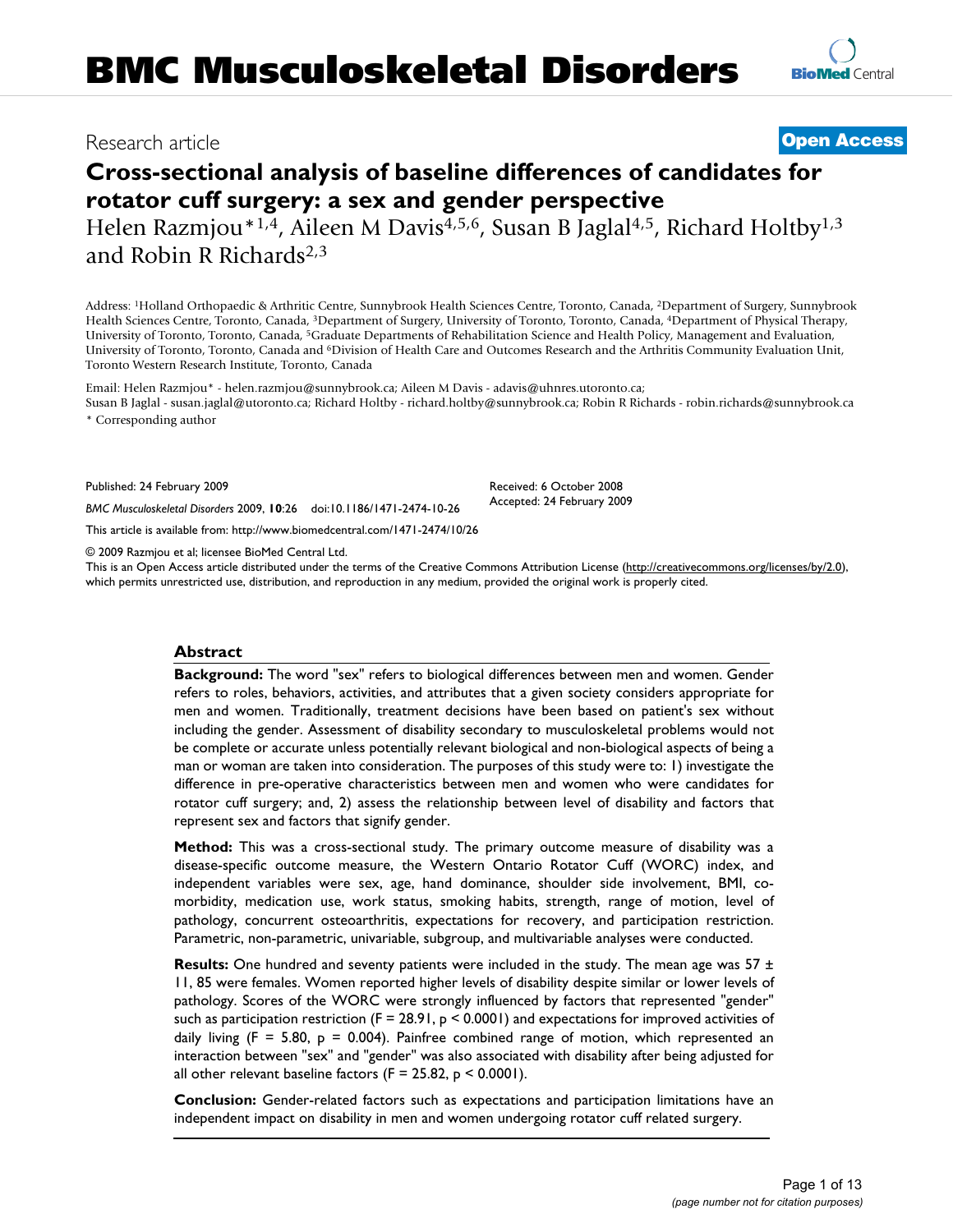BMC Musculoskeletal Disorders

Research article

**Open Access**

# Cross-sectional analysis of baseline differences of candidates for rotator cuff surgery: a sex and gender perspective

Helen Razmjou*[1,4], Aileen M Davis[4,5,6], Susan B Jaglal[4,5], Richard Holtby[1,3] and Robin R Richards[2,3]

Address: [1]Holland Orthopaedic & Arthritic Centre, Sunnybrook Health Sciences Centre, Toronto, Canada, [2]Department of Surgery, Sunnybrook Health Sciences Centre, Toronto, Canada, [3]Department of Surgery, University of Toronto, Toronto, Canada, [4]Department of Physical Therapy, University of Toronto, Toronto, Canada, [5]Graduate Departments of Rehabilitation Science and Health Policy, Management and Evaluation, University of Toronto, Toronto, Canada and [6]Division of Health Care and Outcomes Research and the Arthritis Community Evaluation Unit, Toronto Western Research Institute, Toronto, Canada

Email: Helen Razmjou* - helen.razmjou@sunnybrook.ca; Aileen M Davis - adavis@uhnres.utoronto.ca; Susan B Jaglal - susan.jaglal@utoronto.ca; Richard Holtby - richard.holtby@sunnybrook.ca; Robin R Richards - robin.richards@sunnybrook.ca

* Corresponding author

Published: 24 February 2009

*BMC Musculoskeletal Disorders* 2009, **10**:26 doi:10.1186/1471-2474-10-26

Received: 6 October 2008
Accepted: 24 February 2009

This article is available from: http://www.biomedcentral.com/1471-2474/10/26

© 2009 Razmjou et al; licensee BioMed Central Ltd.
This is an Open Access article distributed under the terms of the Creative Commons Attribution License (http://creativecommons.org/licenses/by/2.0), which permits unrestricted use, distribution, and reproduction in any medium, provided the original work is properly cited.

## Abstract

**Background:** The word "sex" refers to biological differences between men and women. Gender refers to roles, behaviors, activities, and attributes that a given society considers appropriate for men and women. Traditionally, treatment decisions have been based on patient's sex without including the gender. Assessment of disability secondary to musculoskeletal problems would not be complete or accurate unless potentially relevant biological and non-biological aspects of being a man or woman are taken into consideration. The purposes of this study were to: 1) investigate the difference in pre-operative characteristics between men and women who were candidates for rotator cuff surgery; and, 2) assess the relationship between level of disability and factors that represent sex and factors that signify gender.

**Method:** This was a cross-sectional study. The primary outcome measure of disability was a disease-specific outcome measure, the Western Ontario Rotator Cuff (WORC) index, and independent variables were sex, age, hand dominance, shoulder side involvement, BMI, co-morbidity, medication use, work status, smoking habits, strength, range of motion, level of pathology, concurrent osteoarthritis, expectations for recovery, and participation restriction. Parametric, non-parametric, univariable, subgroup, and multivariable analyses were conducted.

**Results:** One hundred and seventy patients were included in the study. The mean age was 57 ± 11, 85 were females. Women reported higher levels of disability despite similar or lower levels of pathology. Scores of the WORC were strongly influenced by factors that represented "gender" such as participation restriction ($F = 28.91$, $p < 0.0001$) and expectations for improved activities of daily living ($F = 5.80$, $p = 0.004$). Painfree combined range of motion, which represented an interaction between "sex" and "gender" was also associated with disability after being adjusted for all other relevant baseline factors ($F = 25.82$, $p < 0.0001$).

**Conclusion:** Gender-related factors such as expectations and participation limitations have an independent impact on disability in men and women undergoing rotator cuff related surgery.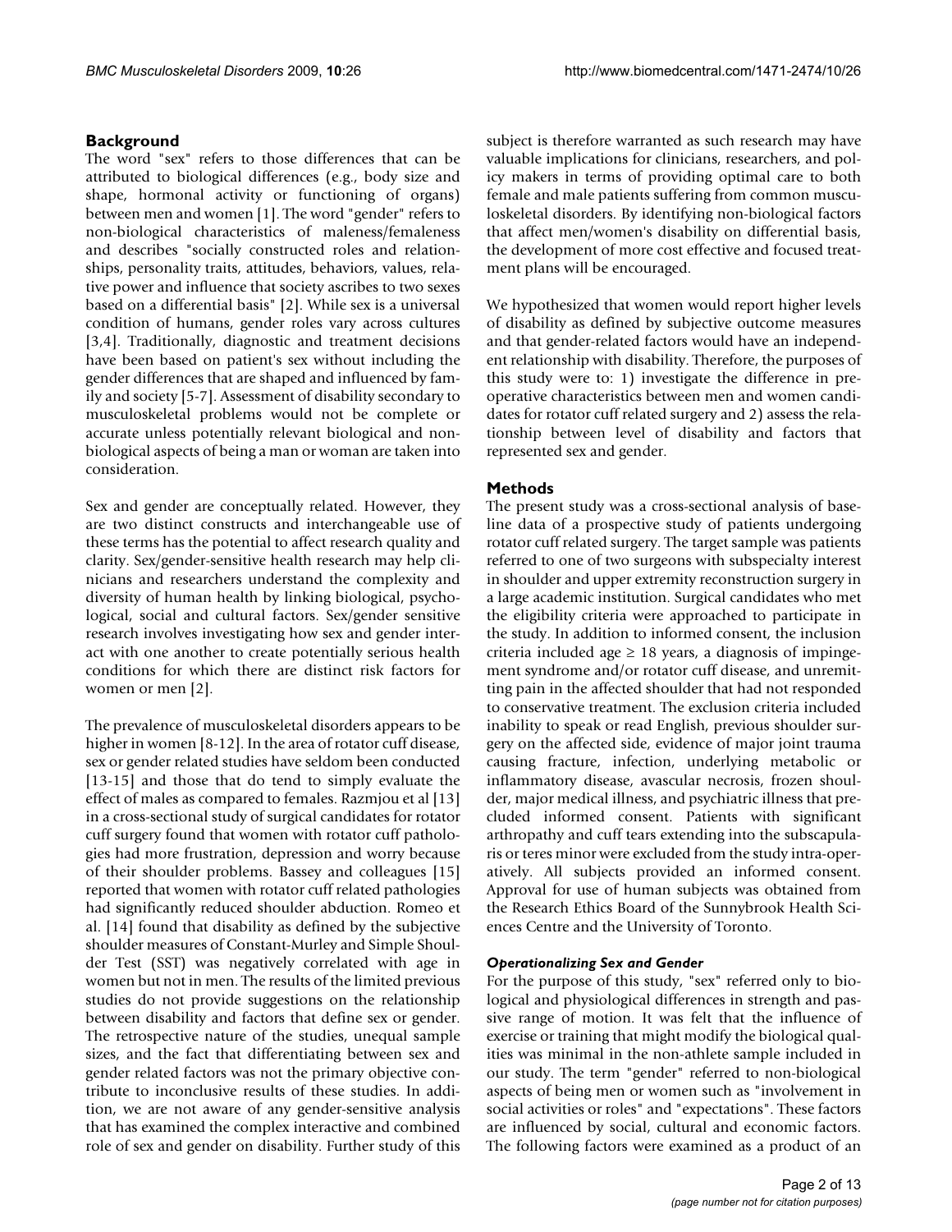## Background

The word "sex" refers to those differences that can be attributed to biological differences (e.g., body size and shape, hormonal activity or functioning of organs) between men and women [1]. The word "gender" refers to non-biological characteristics of maleness/femaleness and describes "socially constructed roles and relationships, personality traits, attitudes, behaviors, values, relative power and influence that society ascribes to two sexes based on a differential basis" [2]. While sex is a universal condition of humans, gender roles vary across cultures [3,4]. Traditionally, diagnostic and treatment decisions have been based on patient's sex without including the gender differences that are shaped and influenced by family and society [5-7]. Assessment of disability secondary to musculoskeletal problems would not be complete or accurate unless potentially relevant biological and non-biological aspects of being a man or woman are taken into consideration.

Sex and gender are conceptually related. However, they are two distinct constructs and interchangeable use of these terms has the potential to affect research quality and clarity. Sex/gender-sensitive health research may help clinicians and researchers understand the complexity and diversity of human health by linking biological, psychological, social and cultural factors. Sex/gender sensitive research involves investigating how sex and gender interact with one another to create potentially serious health conditions for which there are distinct risk factors for women or men [2].

The prevalence of musculoskeletal disorders appears to be higher in women [8-12]. In the area of rotator cuff disease, sex or gender related studies have seldom been conducted [13-15] and those that do tend to simply evaluate the effect of males as compared to females. Razmjou et al [13] in a cross-sectional study of surgical candidates for rotator cuff surgery found that women with rotator cuff pathologies had more frustration, depression and worry because of their shoulder problems. Bassey and colleagues [15] reported that women with rotator cuff related pathologies had significantly reduced shoulder abduction. Romeo et al. [14] found that disability as defined by the subjective shoulder measures of Constant-Murley and Simple Shoulder Test (SST) was negatively correlated with age in women but not in men. The results of the limited previous studies do not provide suggestions on the relationship between disability and factors that define sex or gender. The retrospective nature of the studies, unequal sample sizes, and the fact that differentiating between sex and gender related factors was not the primary objective contribute to inconclusive results of these studies. In addition, we are not aware of any gender-sensitive analysis that has examined the complex interactive and combined role of sex and gender on disability. Further study of this subject is therefore warranted as such research may have valuable implications for clinicians, researchers, and policy makers in terms of providing optimal care to both female and male patients suffering from common musculoskeletal disorders. By identifying non-biological factors that affect men/women's disability on differential basis, the development of more cost effective and focused treatment plans will be encouraged.

We hypothesized that women would report higher levels of disability as defined by subjective outcome measures and that gender-related factors would have an independent relationship with disability. Therefore, the purposes of this study were to: 1) investigate the difference in pre-operative characteristics between men and women candidates for rotator cuff related surgery and 2) assess the relationship between level of disability and factors that represented sex and gender.

## Methods

The present study was a cross-sectional analysis of baseline data of a prospective study of patients undergoing rotator cuff related surgery. The target sample was patients referred to one of two surgeons with subspecialty interest in shoulder and upper extremity reconstruction surgery in a large academic institution. Surgical candidates who met the eligibility criteria were approached to participate in the study. In addition to informed consent, the inclusion criteria included age ≥ 18 years, a diagnosis of impingement syndrome and/or rotator cuff disease, and unremitting pain in the affected shoulder that had not responded to conservative treatment. The exclusion criteria included inability to speak or read English, previous shoulder surgery on the affected side, evidence of major joint trauma causing fracture, infection, underlying metabolic or inflammatory disease, avascular necrosis, frozen shoulder, major medical illness, and psychiatric illness that precluded informed consent. Patients with significant arthropathy and cuff tears extending into the subscapularis or teres minor were excluded from the study intra-operatively. All subjects provided an informed consent. Approval for use of human subjects was obtained from the Research Ethics Board of the Sunnybrook Health Sciences Centre and the University of Toronto.

### *Operationalizing Sex and Gender*

For the purpose of this study, "sex" referred only to biological and physiological differences in strength and passive range of motion. It was felt that the influence of exercise or training that might modify the biological qualities was minimal in the non-athlete sample included in our study. The term "gender" referred to non-biological aspects of being men or women such as "involvement in social activities or roles" and "expectations". These factors are influenced by social, cultural and economic factors. The following factors were examined as a product of an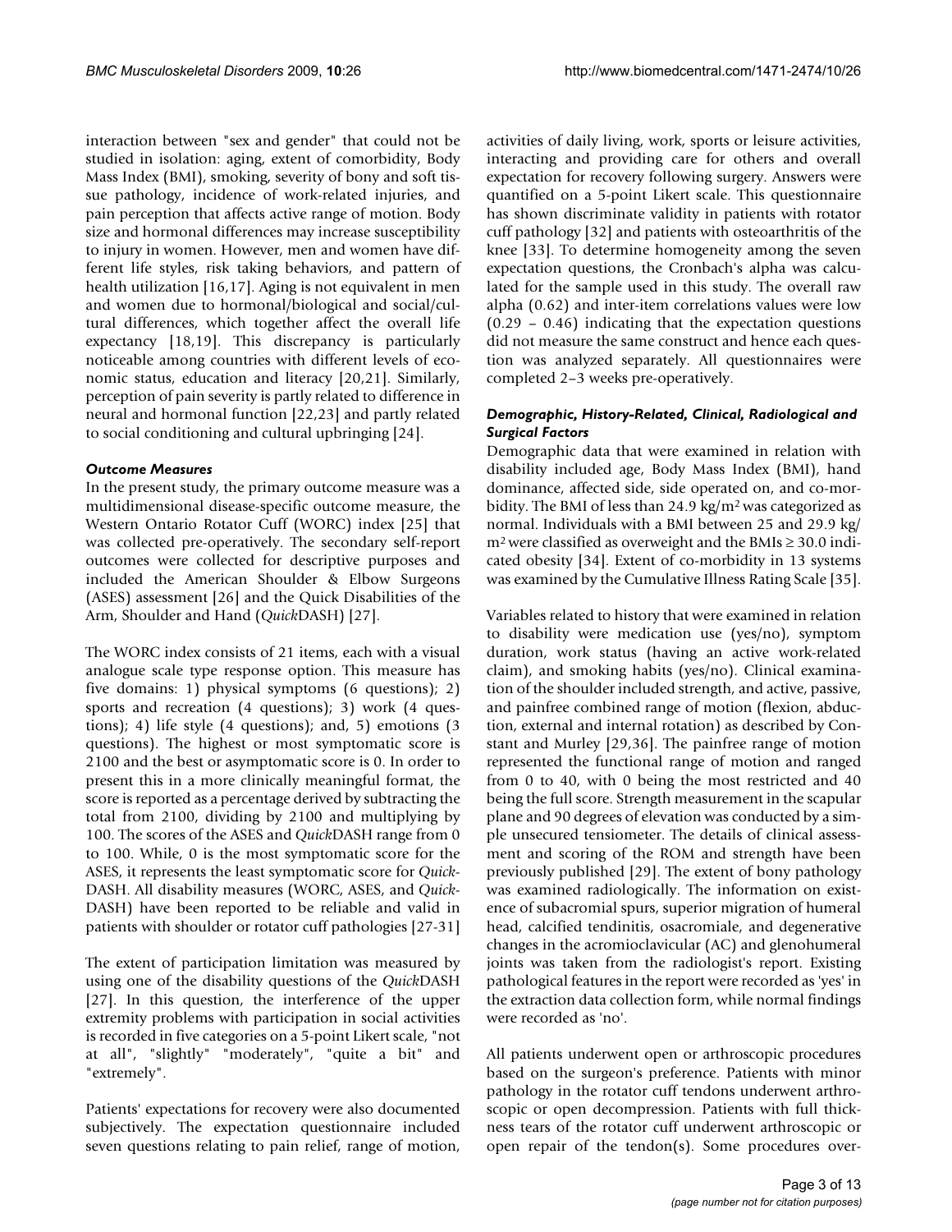interaction between "sex and gender" that could not be studied in isolation: aging, extent of comorbidity, Body Mass Index (BMI), smoking, severity of bony and soft tissue pathology, incidence of work-related injuries, and pain perception that affects active range of motion. Body size and hormonal differences may increase susceptibility to injury in women. However, men and women have different life styles, risk taking behaviors, and pattern of health utilization [16,17]. Aging is not equivalent in men and women due to hormonal/biological and social/cultural differences, which together affect the overall life expectancy [18,19]. This discrepancy is particularly noticeable among countries with different levels of economic status, education and literacy [20,21]. Similarly, perception of pain severity is partly related to difference in neural and hormonal function [22,23] and partly related to social conditioning and cultural upbringing [24].

### *Outcome Measures*

In the present study, the primary outcome measure was a multidimensional disease-specific outcome measure, the Western Ontario Rotator Cuff (WORC) index [25] that was collected pre-operatively. The secondary self-report outcomes were collected for descriptive purposes and included the American Shoulder & Elbow Surgeons (ASES) assessment [26] and the Quick Disabilities of the Arm, Shoulder and Hand (*Quick*DASH) [27].

The WORC index consists of 21 items, each with a visual analogue scale type response option. This measure has five domains: 1) physical symptoms (6 questions); 2) sports and recreation (4 questions); 3) work (4 questions); 4) life style (4 questions); and, 5) emotions (3 questions). The highest or most symptomatic score is 2100 and the best or asymptomatic score is 0. In order to present this in a more clinically meaningful format, the score is reported as a percentage derived by subtracting the total from 2100, dividing by 2100 and multiplying by 100. The scores of the ASES and *Quick*DASH range from 0 to 100. While, 0 is the most symptomatic score for the ASES, it represents the least symptomatic score for *Quick*DASH. All disability measures (WORC, ASES, and *Quick*DASH) have been reported to be reliable and valid in patients with shoulder or rotator cuff pathologies [27-31]

The extent of participation limitation was measured by using one of the disability questions of the *Quick*DASH [27]. In this question, the interference of the upper extremity problems with participation in social activities is recorded in five categories on a 5-point Likert scale, "not at all", "slightly" "moderately", "quite a bit" and "extremely".

Patients' expectations for recovery were also documented subjectively. The expectation questionnaire included seven questions relating to pain relief, range of motion, activities of daily living, work, sports or leisure activities, interacting and providing care for others and overall expectation for recovery following surgery. Answers were quantified on a 5-point Likert scale. This questionnaire has shown discriminate validity in patients with rotator cuff pathology [32] and patients with osteoarthritis of the knee [33]. To determine homogeneity among the seven expectation questions, the Cronbach's alpha was calculated for the sample used in this study. The overall raw alpha (0.62) and inter-item correlations values were low (0.29 – 0.46) indicating that the expectation questions did not measure the same construct and hence each question was analyzed separately. All questionnaires were completed 2–3 weeks pre-operatively.

### *Demographic, History-Related, Clinical, Radiological and Surgical Factors*

Demographic data that were examined in relation with disability included age, Body Mass Index (BMI), hand dominance, affected side, side operated on, and co-morbidity. The BMI of less than 24.9 $kg/m^2$ was categorized as normal. Individuals with a BMI between 25 and 29.9 $kg/m^2$ were classified as overweight and the BMIs ≥ 30.0 indicated obesity [34]. Extent of co-morbidity in 13 systems was examined by the Cumulative Illness Rating Scale [35].

Variables related to history that were examined in relation to disability were medication use (yes/no), symptom duration, work status (having an active work-related claim), and smoking habits (yes/no). Clinical examination of the shoulder included strength, and active, passive, and painfree combined range of motion (flexion, abduction, external and internal rotation) as described by Constant and Murley [29,36]. The painfree range of motion represented the functional range of motion and ranged from 0 to 40, with 0 being the most restricted and 40 being the full score. Strength measurement in the scapular plane and 90 degrees of elevation was conducted by a simple unsecured tensiometer. The details of clinical assessment and scoring of the ROM and strength have been previously published [29]. The extent of bony pathology was examined radiologically. The information on existence of subacromial spurs, superior migration of humeral head, calcified tendinitis, osacromiale, and degenerative changes in the acromioclavicular (AC) and glenohumeral joints was taken from the radiologist's report. Existing pathological features in the report were recorded as 'yes' in the extraction data collection form, while normal findings were recorded as 'no'.

All patients underwent open or arthroscopic procedures based on the surgeon's preference. Patients with minor pathology in the rotator cuff tendons underwent arthroscopic or open decompression. Patients with full thickness tears of the rotator cuff underwent arthroscopic or open repair of the tendon(s). Some procedures over-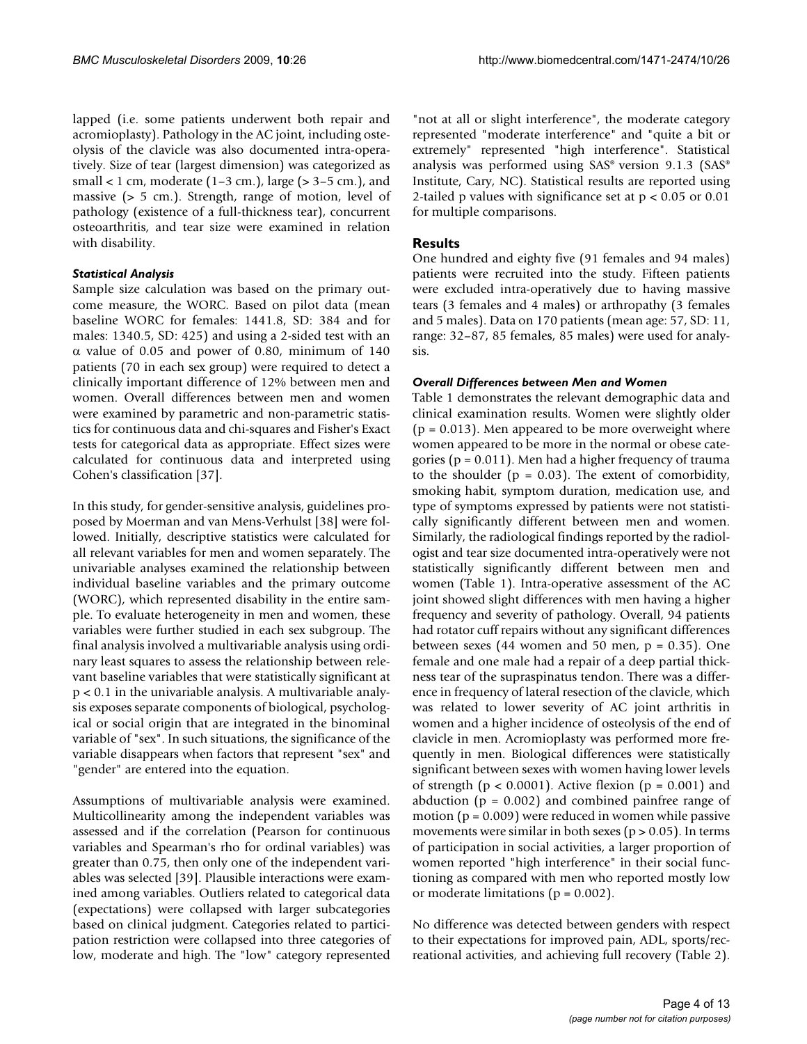lapped (i.e. some patients underwent both repair and acromioplasty). Pathology in the AC joint, including osteolysis of the clavicle was also documented intra-operatively. Size of tear (largest dimension) was categorized as small < 1 cm, moderate (1–3 cm.), large (> 3–5 cm.), and massive (> 5 cm.). Strength, range of motion, level of pathology (existence of a full-thickness tear), concurrent osteoarthritis, and tear size were examined in relation with disability.

### *Statistical Analysis*

Sample size calculation was based on the primary outcome measure, the WORC. Based on pilot data (mean baseline WORC for females: 1441.8, SD: 384 and for males: 1340.5, SD: 425) and using a 2-sided test with an $\alpha$ value of 0.05 and power of 0.80, minimum of 140 patients (70 in each sex group) were required to detect a clinically important difference of 12% between men and women. Overall differences between men and women were examined by parametric and non-parametric statistics for continuous data and chi-squares and Fisher's Exact tests for categorical data as appropriate. Effect sizes were calculated for continuous data and interpreted using Cohen's classification [37].

In this study, for gender-sensitive analysis, guidelines proposed by Moerman and van Mens-Verhulst [38] were followed. Initially, descriptive statistics were calculated for all relevant variables for men and women separately. The univariable analyses examined the relationship between individual baseline variables and the primary outcome (WORC), which represented disability in the entire sample. To evaluate heterogeneity in men and women, these variables were further studied in each sex subgroup. The final analysis involved a multivariable analysis using ordinary least squares to assess the relationship between relevant baseline variables that were statistically significant at $p < 0.1$ in the univariable analysis. A multivariable analysis exposes separate components of biological, psychological or social origin that are integrated in the binominal variable of "sex". In such situations, the significance of the variable disappears when factors that represent "sex" and "gender" are entered into the equation.

Assumptions of multivariable analysis were examined. Multicollinearity among the independent variables was assessed and if the correlation (Pearson for continuous variables and Spearman's rho for ordinal variables) was greater than 0.75, then only one of the independent variables was selected [39]. Plausible interactions were examined among variables. Outliers related to categorical data (expectations) were collapsed with larger subcategories based on clinical judgment. Categories related to participation restriction were collapsed into three categories of low, moderate and high. The "low" category represented "not at all or slight interference", the moderate category represented "moderate interference" and "quite a bit or extremely" represented "high interference". Statistical analysis was performed using SAS® version 9.1.3 (SAS® Institute, Cary, NC). Statistical results are reported using 2-tailed p values with significance set at $p < 0.05$ or 0.01 for multiple comparisons.

## Results

One hundred and eighty five (91 females and 94 males) patients were recruited into the study. Fifteen patients were excluded intra-operatively due to having massive tears (3 females and 4 males) or arthropathy (3 females and 5 males). Data on 170 patients (mean age: 57, SD: 11, range: 32–87, 85 females, 85 males) were used for analysis.

### *Overall Differences between Men and Women*

Table 1 demonstrates the relevant demographic data and clinical examination results. Women were slightly older ($p = 0.013$). Men appeared to be more overweight where women appeared to be more in the normal or obese categories ($p = 0.011$). Men had a higher frequency of trauma to the shoulder ($p = 0.03$). The extent of comorbidity, smoking habit, symptom duration, medication use, and type of symptoms expressed by patients were not statistically significantly different between men and women. Similarly, the radiological findings reported by the radiologist and tear size documented intra-operatively were not statistically significantly different between men and women (Table 1). Intra-operative assessment of the AC joint showed slight differences with men having a higher frequency and severity of pathology. Overall, 94 patients had rotator cuff repairs without any significant differences between sexes (44 women and 50 men, $p = 0.35$). One female and one male had a repair of a deep partial thickness tear of the supraspinatus tendon. There was a difference in frequency of lateral resection of the clavicle, which was related to lower severity of AC joint arthritis in women and a higher incidence of osteolysis of the end of clavicle in men. Acromioplasty was performed more frequently in men. Biological differences were statistically significant between sexes with women having lower levels of strength ($p < 0.0001$). Active flexion ($p = 0.001$) and abduction ($p = 0.002$) and combined painfree range of motion ($p = 0.009$) were reduced in women while passive movements were similar in both sexes ($p > 0.05$). In terms of participation in social activities, a larger proportion of women reported "high interference" in their social functioning as compared with men who reported mostly low or moderate limitations ($p = 0.002$).

No difference was detected between genders with respect to their expectations for improved pain, ADL, sports/recreational activities, and achieving full recovery (Table 2).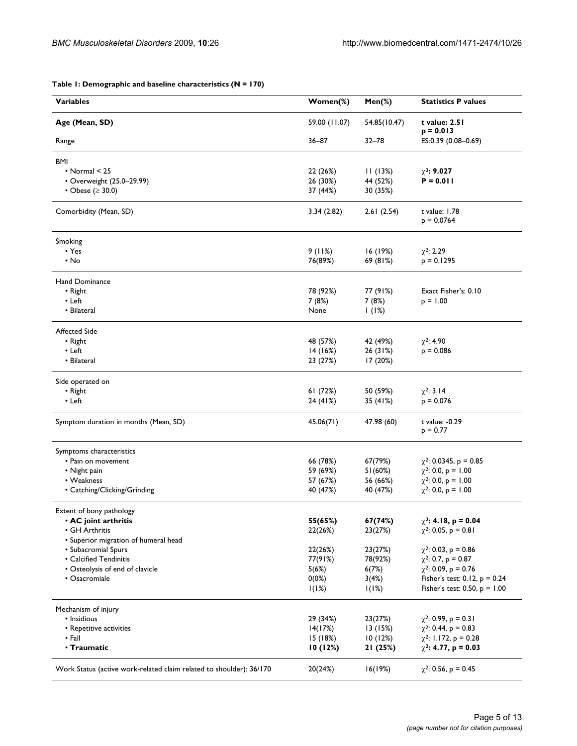**Table 1: Demographic and baseline characteristics (N = 170)**

| Variables | Women(%) | Men(%) | Statistics P values |
|---|---|---|---|
| **Age (Mean, SD)** | 59.00 (11.07) | 54.85(10.47) | **t value: 2.51** **p = 0.013** |
| Range | 36–87 | 32–78 | ES:0.39 (0.08–0.69) |
| BMI | | | |
| • Normal < 25 | 22 (26%) | 11 (13%) | $\chi^2$**: 9.027** |
| • Overweight (25.0–29.99) | 26 (30%) | 44 (52%) | **P = 0.011** |
| • Obese (≥ 30.0) | 37 (44%) | 30 (35%) | |
| Comorbidity (Mean, SD) | 3.34 (2.82) | 2.61 (2.54) | t value: 1.78 p = 0.0764 |
| Smoking | | | |
| • Yes | 9 (11%) | 16 (19%) | $\chi^2$: 2.29 |
| • No | 76(89%) | 69 (81%) | p = 0.1295 |
| Hand Dominance | | | |
| • Right | 78 (92%) | 77 (91%) | Exact Fisher's: 0.10 |
| • Left | 7 (8%) | 7 (8%) | p = 1.00 |
| • Bilateral | None | 1 (1%) | |
| Affected Side | | | |
| • Right | 48 (57%) | 42 (49%) | $\chi^2$: 4.90 |
| • Left | 14 (16%) | 26 (31%) | p = 0.086 |
| • Bilateral | 23 (27%) | 17 (20%) | |
| Side operated on | | | |
| • Right | 61 (72%) | 50 (59%) | $\chi^2$: 3.14 |
| • Left | 24 (41%) | 35 (41%) | p = 0.076 |
| Symptom duration in months (Mean, SD) | 45.06(71) | 47.98 (60) | t value: -0.29 p = 0.77 |
| Symptoms characteristics | | | |
| • Pain on movement | 66 (78%) | 67(79%) | $\chi^2$: 0.0345, p = 0.85 |
| • Night pain | 59 (69%) | 51(60%) | $\chi^2$: 0.0, p = 1.00 |
| • Weakness | 57 (67%) | 56 (66%) | $\chi^2$: 0.0, p = 1.00 |
| • Catching/Clicking/Grinding | 40 (47%) | 40 (47%) | $\chi^2$: 0.0, p = 1.00 |
| Extent of bony pathology | | | |
| • **AC joint arthritis** | **55(65%)** | **67(74%)** | $\chi^2$**: 4.18, p = 0.04** |
| • GH Arthritis | 22(26%) | 23(27%) | $\chi^2$: 0.05, p = 0.81 |
| • Superior migration of humeral head | | | |
| • Subacromial Spurs | 22(26%) | 23(27%) | $\chi^2$: 0.03, p = 0.86 |
| • Calcified Tendinitis | 77(91%) | 78(92%) | $\chi^2$: 0.7, p = 0.87 |
| • Osteolysis of end of clavicle | 5(6%) | 6(7%) | $\chi^2$: 0.09, p = 0.76 |
| • Osacromiale | 0(0%) | 3(4%) | Fisher's test: 0.12, p = 0.24 |
| | 1(1%) | 1(1%) | Fisher's test: 0.50, p = 1.00 |
| Mechanism of injury | | | |
| • Insidious | 29 (34%) | 23(27%) | $\chi^2$: 0.99, p = 0.31 |
| • Repetitive activities | 14(17%) | 13 (15%) | $\chi^2$: 0.44, p = 0.83 |
| • Fall | 15 (18%) | 10 (12%) | $\chi^2$: 1.172, p = 0.28 |
| • **Traumatic** | **10 (12%)** | **21 (25%)** | $\chi^2$**: 4.77, p = 0.03** |
| Work Status (active work-related claim related to shoulder): 36/170 | 20(24%) | 16(19%) | $\chi^2$: 0.56, p = 0.45 |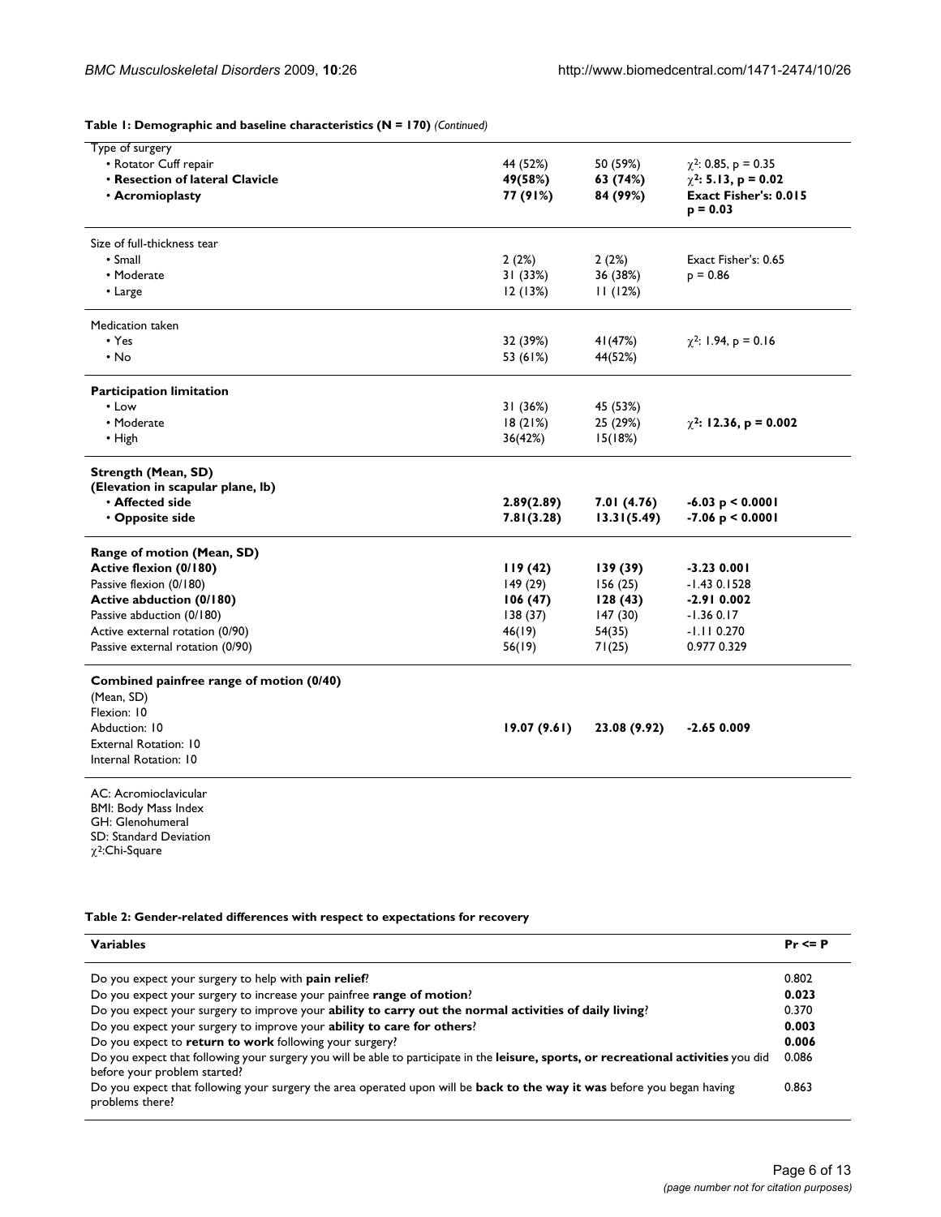**Table 1: Demographic and baseline characteristics (N = 170)** *(Continued)*

| | | | |
|---|---|---|---|
| Type of surgery | | | |
| • Rotator Cuff repair | 44 (52%) | 50 (59%) | $\chi^2$: 0.85, p = 0.35 |
| **• Resection of lateral Clavicle** | **49(58%)** | **63 (74%)** | **$\chi^2$: 5.13, p = 0.02** |
| **• Acromioplasty** | **77 (91%)** | **84 (99%)** | **Exact Fisher's: 0.015 p = 0.03** |
| Size of full-thickness tear | | | |
| • Small | 2 (2%) | 2 (2%) | Exact Fisher's: 0.65 |
| • Moderate | 31 (33%) | 36 (38%) | p = 0.86 |
| • Large | 12 (13%) | 11 (12%) | |
| Medication taken | | | |
| • Yes | 32 (39%) | 41(47%) | $\chi^2$: 1.94, p = 0.16 |
| • No | 53 (61%) | 44(52%) | |
| **Participation limitation** | | | |
| • Low | 31 (36%) | 45 (53%) | |
| • Moderate | 18 (21%) | 25 (29%) | **$\chi^2$: 12.36, p = 0.002** |
| • High | 36(42%) | 15(18%) | |
| **Strength (Mean, SD) (Elevation in scapular plane, lb)** | | | |
| **• Affected side** | **2.89(2.89)** | **7.01 (4.76)** | **-6.03 p < 0.0001** |
| **• Opposite side** | **7.81(3.28)** | **13.31(5.49)** | **-7.06 p < 0.0001** |
| **Range of motion (Mean, SD)** | | | |
| **Active flexion (0/180)** | **119 (42)** | **139 (39)** | **-3.23 0.001** |
| Passive flexion (0/180) | 149 (29) | 156 (25) | -1.43 0.1528 |
| **Active abduction (0/180)** | **106 (47)** | **128 (43)** | **-2.91 0.002** |
| Passive abduction (0/180) | 138 (37) | 147 (30) | -1.36 0.17 |
| Active external rotation (0/90) | 46(19) | 54(35) | -1.11 0.270 |
| Passive external rotation (0/90) | 56(19) | 71(25) | 0.977 0.329 |
| **Combined painfree range of motion (0/40)** (Mean, SD) Flexion: 10 Abduction: 10 External Rotation: 10 Internal Rotation: 10 | **19.07 (9.61)** | **23.08 (9.92)** | **-2.65 0.009** |

AC: Acromioclavicular
BMI: Body Mass Index
GH: Glenohumeral
SD: Standard Deviation
$\chi^2$:Chi-Square

**Table 2: Gender-related differences with respect to expectations for recovery**

| Variables | Pr <= P |
|---|---|
| Do you expect your surgery to help with **pain relief**? | 0.802 |
| Do you expect your surgery to increase your painfree **range of motion**? | **0.023** |
| Do you expect your surgery to improve your **ability to carry out the normal activities of daily living**? | 0.370 |
| Do you expect your surgery to improve your **ability to care for others**? | **0.003** |
| Do you expect to **return to work** following your surgery? | **0.006** |
| Do you expect that following your surgery you will be able to participate in the **leisure, sports, or recreational activities** you did before your problem started? | 0.086 |
| Do you expect that following your surgery the area operated upon will be **back to the way it was** before you began having problems there? | 0.863 |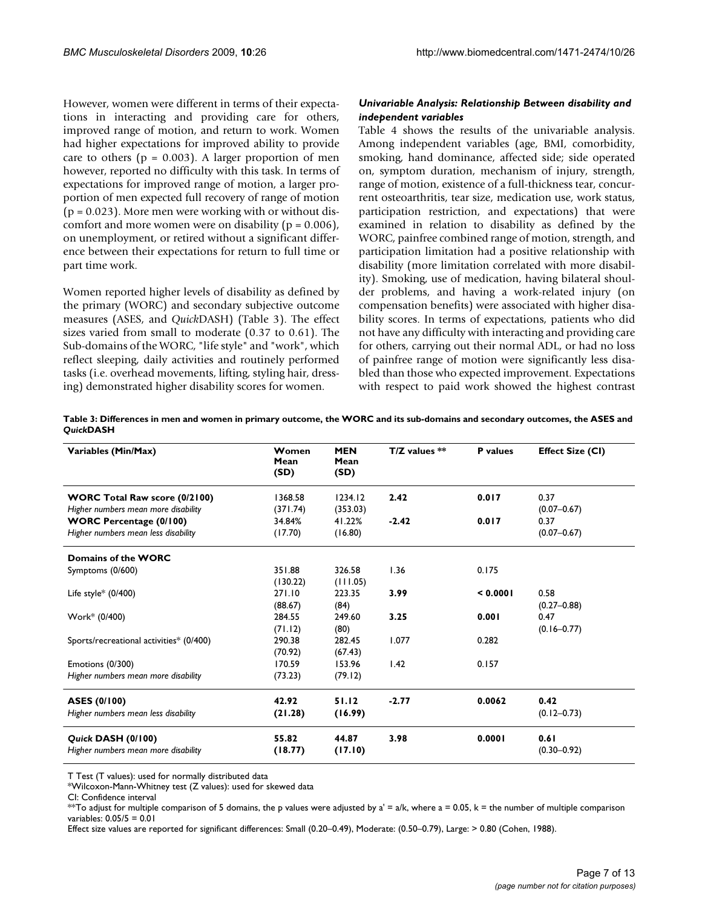However, women were different in terms of their expectations in interacting and providing care for others, improved range of motion, and return to work. Women had higher expectations for improved ability to provide care to others ($p = 0.003$). A larger proportion of men however, reported no difficulty with this task. In terms of expectations for improved range of motion, a larger proportion of men expected full recovery of range of motion ($p = 0.023$). More men were working with or without discomfort and more women were on disability ($p = 0.006$), on unemployment, or retired without a significant difference between their expectations for return to full time or part time work.

Women reported higher levels of disability as defined by the primary (WORC) and secondary subjective outcome measures (ASES, and *Quick*DASH) (Table 3). The effect sizes varied from small to moderate (0.37 to 0.61). The Sub-domains of the WORC, "life style" and "work", which reflect sleeping, daily activities and routinely performed tasks (i.e. overhead movements, lifting, styling hair, dressing) demonstrated higher disability scores for women.

### *Univariable Analysis: Relationship Between disability and independent variables*

Table 4 shows the results of the univariable analysis. Among independent variables (age, BMI, comorbidity, smoking, hand dominance, affected side; side operated on, symptom duration, mechanism of injury, strength, range of motion, existence of a full-thickness tear, concurrent osteoarthritis, tear size, medication use, work status, participation restriction, and expectations) that were examined in relation to disability as defined by the WORC, painfree combined range of motion, strength, and participation limitation had a positive relationship with disability (more limitation correlated with more disability). Smoking, use of medication, having bilateral shoulder problems, and having a work-related injury (on compensation benefits) were associated with higher disability scores. In terms of expectations, patients who did not have any difficulty with interacting and providing care for others, carrying out their normal ADL, or had no loss of painfree range of motion were significantly less disabled than those who expected improvement. Expectations with respect to paid work showed the highest contrast

**Table 3: Differences in men and women in primary outcome, the WORC and its sub-domains and secondary outcomes, the ASES and *Quick*DASH**

| Variables (Min/Max) | Women Mean (SD) | MEN Mean (SD) | T/Z values ** | P values | Effect Size (CI) |
|---|---|---|---|---|---|
| **WORC Total Raw score (0/2100)** *Higher numbers mean more disability* | 1368.58 (371.74) | 1234.12 (353.03) | **2.42** | **0.017** | 0.37 (0.07–0.67) |
| **WORC Percentage (0/100)** *Higher numbers mean less disability* | 34.84% (17.70) | 41.22% (16.80) | **-2.42** | **0.017** | 0.37 (0.07–0.67) |
| **Domains of the WORC** | | | | | |
| Symptoms (0/600) | 351.88 (130.22) | 326.58 (111.05) | 1.36 | 0.175 | |
| Life style* (0/400) | 271.10 (88.67) | 223.35 (84) | **3.99** | **< 0.0001** | 0.58 (0.27–0.88) |
| Work* (0/400) | 284.55 (71.12) | 249.60 (80) | **3.25** | **0.001** | 0.47 (0.16–0.77) |
| Sports/recreational activities* (0/400) | 290.38 (70.92) | 282.45 (67.43) | 1.077 | 0.282 | |
| Emotions (0/300) *Higher numbers mean more disability* | 170.59 (73.23) | 153.96 (79.12) | 1.42 | 0.157 | |
| **ASES (0/100)** *Higher numbers mean less disability* | **42.92 (21.28)** | **51.12 (16.99)** | **-2.77** | **0.0062** | **0.42** (0.12–0.73) |
| ***Quick* DASH (0/100)** *Higher numbers mean more disability* | **55.82 (18.77)** | **44.87 (17.10)** | **3.98** | **0.0001** | **0.61** (0.30–0.92) |

T Test (T values): used for normally distributed data

*Wilcoxon-Mann-Whitney test (Z values): used for skewed data

CI: Confidence interval

**To adjust for multiple comparison of 5 domains, the p values were adjusted by $a' = a/k$, where $a = 0.05$, $k$ = the number of multiple comparison variables: $0.05/5 = 0.01$

Effect size values are reported for significant differences: Small (0.20–0.49), Moderate: (0.50–0.79), Large: > 0.80 (Cohen, 1988).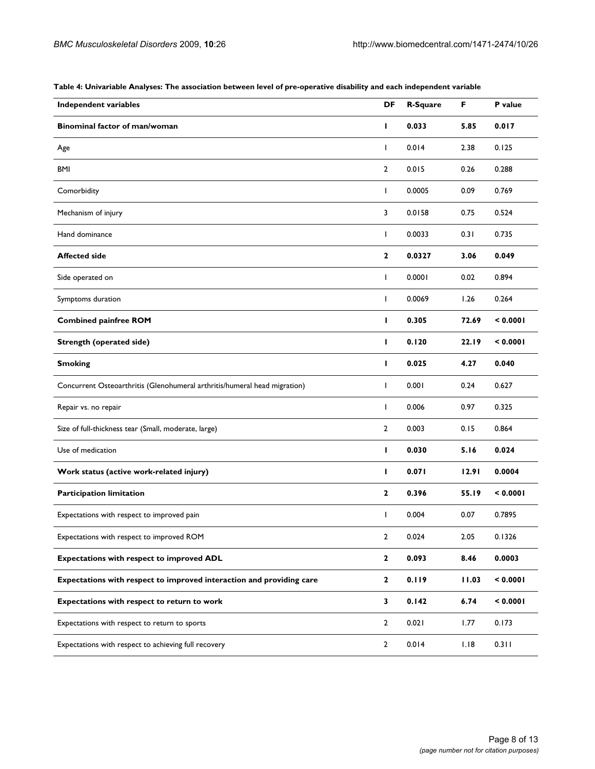**Table 4: Univariable Analyses: The association between level of pre-operative disability and each independent variable**

| Independent variables | DF | R-Square | F | P value |
|---|---|---|---|---|
| **Binominal factor of man/woman** | **1** | **0.033** | **5.85** | **0.017** |
| Age | 1 | 0.014 | 2.38 | 0.125 |
| BMI | 2 | 0.015 | 0.26 | 0.288 |
| Comorbidity | 1 | 0.0005 | 0.09 | 0.769 |
| Mechanism of injury | 3 | 0.0158 | 0.75 | 0.524 |
| Hand dominance | 1 | 0.0033 | 0.31 | 0.735 |
| **Affected side** | **2** | **0.0327** | **3.06** | **0.049** |
| Side operated on | 1 | 0.0001 | 0.02 | 0.894 |
| Symptoms duration | 1 | 0.0069 | 1.26 | 0.264 |
| **Combined painfree ROM** | **1** | **0.305** | **72.69** | **< 0.0001** |
| **Strength (operated side)** | **1** | **0.120** | **22.19** | **< 0.0001** |
| **Smoking** | **1** | **0.025** | **4.27** | **0.040** |
| Concurrent Osteoarthritis (Glenohumeral arthritis/humeral head migration) | 1 | 0.001 | 0.24 | 0.627 |
| Repair vs. no repair | 1 | 0.006 | 0.97 | 0.325 |
| Size of full-thickness tear (Small, moderate, large) | 2 | 0.003 | 0.15 | 0.864 |
| Use of medication | **1** | **0.030** | **5.16** | **0.024** |
| **Work status (active work-related injury)** | **1** | **0.071** | **12.91** | **0.0004** |
| **Participation limitation** | **2** | **0.396** | **55.19** | **< 0.0001** |
| Expectations with respect to improved pain | 1 | 0.004 | 0.07 | 0.7895 |
| Expectations with respect to improved ROM | 2 | 0.024 | 2.05 | 0.1326 |
| **Expectations with respect to improved ADL** | **2** | **0.093** | **8.46** | **0.0003** |
| **Expectations with respect to improved interaction and providing care** | **2** | **0.119** | **11.03** | **< 0.0001** |
| **Expectations with respect to return to work** | **3** | **0.142** | **6.74** | **< 0.0001** |
| Expectations with respect to return to sports | 2 | 0.021 | 1.77 | 0.173 |
| Expectations with respect to achieving full recovery | 2 | 0.014 | 1.18 | 0.311 |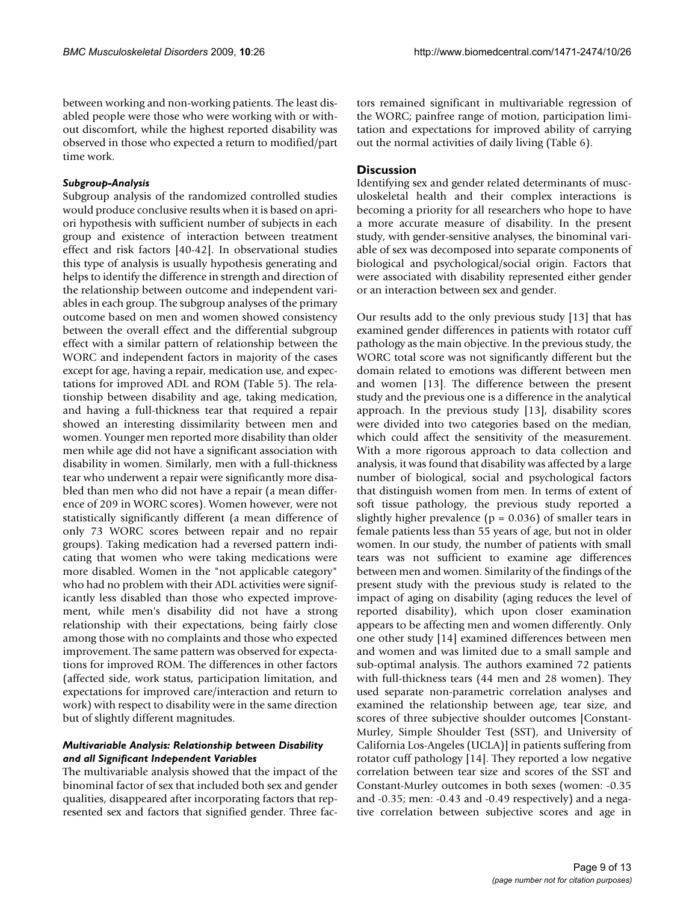between working and non-working patients. The least disabled people were those who were working with or without discomfort, while the highest reported disability was observed in those who expected a return to modified/part time work.

#### *Subgroup-Analysis*

Subgroup analysis of the randomized controlled studies would produce conclusive results when it is based on apriori hypothesis with sufficient number of subjects in each group and existence of interaction between treatment effect and risk factors [40-42]. In observational studies this type of analysis is usually hypothesis generating and helps to identify the difference in strength and direction of the relationship between outcome and independent variables in each group. The subgroup analyses of the primary outcome based on men and women showed consistency between the overall effect and the differential subgroup effect with a similar pattern of relationship between the WORC and independent factors in majority of the cases except for age, having a repair, medication use, and expectations for improved ADL and ROM (Table 5). The relationship between disability and age, taking medication, and having a full-thickness tear that required a repair showed an interesting dissimilarity between men and women. Younger men reported more disability than older men while age did not have a significant association with disability in women. Similarly, men with a full-thickness tear who underwent a repair were significantly more disabled than men who did not have a repair (a mean difference of 209 in WORC scores). Women however, were not statistically significantly different (a mean difference of only 73 WORC scores between repair and no repair groups). Taking medication had a reversed pattern indicating that women who were taking medications were more disabled. Women in the "not applicable category" who had no problem with their ADL activities were significantly less disabled than those who expected improvement, while men's disability did not have a strong relationship with their expectations, being fairly close among those with no complaints and those who expected improvement. The same pattern was observed for expectations for improved ROM. The differences in other factors (affected side, work status, participation limitation, and expectations for improved care/interaction and return to work) with respect to disability were in the same direction but of slightly different magnitudes.

#### *Multivariable Analysis: Relationship between Disability and all Significant Independent Variables*

The multivariable analysis showed that the impact of the binominal factor of sex that included both sex and gender qualities, disappeared after incorporating factors that represented sex and factors that signified gender. Three factors remained significant in multivariable regression of the WORC; painfree range of motion, participation limitation and expectations for improved ability of carrying out the normal activities of daily living (Table 6).

## Discussion

Identifying sex and gender related determinants of musculoskeletal health and their complex interactions is becoming a priority for all researchers who hope to have a more accurate measure of disability. In the present study, with gender-sensitive analyses, the binominal variable of sex was decomposed into separate components of biological and psychological/social origin. Factors that were associated with disability represented either gender or an interaction between sex and gender.

Our results add to the only previous study [13] that has examined gender differences in patients with rotator cuff pathology as the main objective. In the previous study, the WORC total score was not significantly different but the domain related to emotions was different between men and women [13]. The difference between the present study and the previous one is a difference in the analytical approach. In the previous study [13], disability scores were divided into two categories based on the median, which could affect the sensitivity of the measurement. With a more rigorous approach to data collection and analysis, it was found that disability was affected by a large number of biological, social and psychological factors that distinguish women from men. In terms of extent of soft tissue pathology, the previous study reported a slightly higher prevalence ($p = 0.036$) of smaller tears in female patients less than 55 years of age, but not in older women. In our study, the number of patients with small tears was not sufficient to examine age differences between men and women. Similarity of the findings of the present study with the previous study is related to the impact of aging on disability (aging reduces the level of reported disability), which upon closer examination appears to be affecting men and women differently. Only one other study [14] examined differences between men and women and was limited due to a small sample and sub-optimal analysis. The authors examined 72 patients with full-thickness tears (44 men and 28 women). They used separate non-parametric correlation analyses and examined the relationship between age, tear size, and scores of three subjective shoulder outcomes [Constant-Murley, Simple Shoulder Test (SST), and University of California Los-Angeles (UCLA)] in patients suffering from rotator cuff pathology [14]. They reported a low negative correlation between tear size and scores of the SST and Constant-Murley outcomes in both sexes (women: -0.35 and -0.35; men: -0.43 and -0.49 respectively) and a negative correlation between subjective scores and age in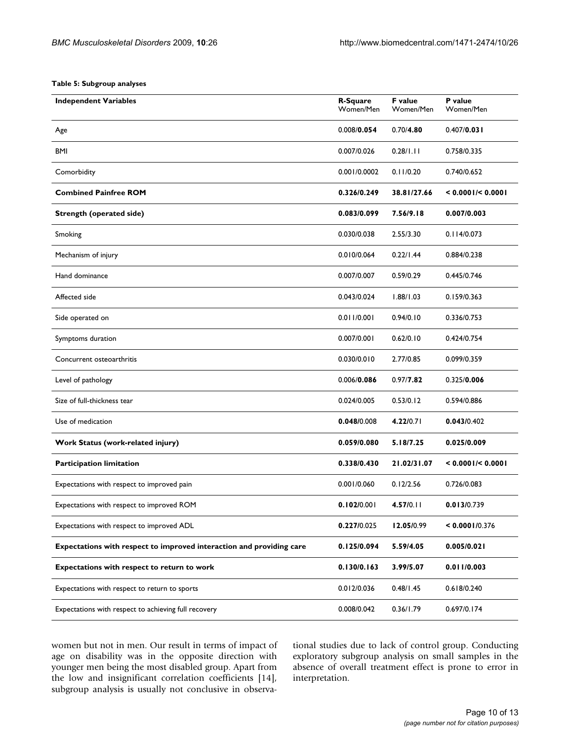**Table 5: Subgroup analyses**

| Independent Variables | R-Square Women/Men | F value Women/Men | P value Women/Men |
|---|---|---|---|
| Age | 0.008/**0.054** | 0.70/**4.80** | 0.407/**0.031** |
| BMI | 0.007/0.026 | 0.28/1.11 | 0.758/0.335 |
| Comorbidity | 0.001/0.0002 | 0.11/0.20 | 0.740/0.652 |
| **Combined Painfree ROM** | **0.326/0.249** | **38.81/27.66** | **< 0.0001/< 0.0001** |
| **Strength (operated side)** | **0.083/0.099** | **7.56/9.18** | **0.007/0.003** |
| Smoking | 0.030/0.038 | 2.55/3.30 | 0.114/0.073 |
| Mechanism of injury | 0.010/0.064 | 0.22/1.44 | 0.884/0.238 |
| Hand dominance | 0.007/0.007 | 0.59/0.29 | 0.445/0.746 |
| Affected side | 0.043/0.024 | 1.88/1.03 | 0.159/0.363 |
| Side operated on | 0.011/0.001 | 0.94/0.10 | 0.336/0.753 |
| Symptoms duration | 0.007/0.001 | 0.62/0.10 | 0.424/0.754 |
| Concurrent osteoarthritis | 0.030/0.010 | 2.77/0.85 | 0.099/0.359 |
| Level of pathology | 0.006/**0.086** | 0.97/**7.82** | 0.325/**0.006** |
| Size of full-thickness tear | 0.024/0.005 | 0.53/0.12 | 0.594/0.886 |
| Use of medication | **0.048**/0.008 | **4.22**/0.71 | **0.043**/0.402 |
| **Work Status (work-related injury)** | **0.059/0.080** | **5.18/7.25** | **0.025/0.009** |
| **Participation limitation** | **0.338/0.430** | **21.02/31.07** | **< 0.0001/< 0.0001** |
| Expectations with respect to improved pain | 0.001/0.060 | 0.12/2.56 | 0.726/0.083 |
| Expectations with respect to improved ROM | **0.102**/0.001 | **4.57**/0.11 | **0.013**/0.739 |
| Expectations with respect to improved ADL | **0.227**/0.025 | **12.05**/0.99 | **< 0.0001**/0.376 |
| **Expectations with respect to improved interaction and providing care** | **0.125/0.094** | **5.59/4.05** | **0.005/0.021** |
| **Expectations with respect to return to work** | **0.130/0.163** | **3.99/5.07** | **0.011/0.003** |
| Expectations with respect to return to sports | 0.012/0.036 | 0.48/1.45 | 0.618/0.240 |
| Expectations with respect to achieving full recovery | 0.008/0.042 | 0.36/1.79 | 0.697/0.174 |

women but not in men. Our result in terms of impact of age on disability was in the opposite direction with younger men being the most disabled group. Apart from the low and insignificant correlation coefficients [14], subgroup analysis is usually not conclusive in observational studies due to lack of control group. Conducting exploratory subgroup analysis on small samples in the absence of overall treatment effect is prone to error in interpretation.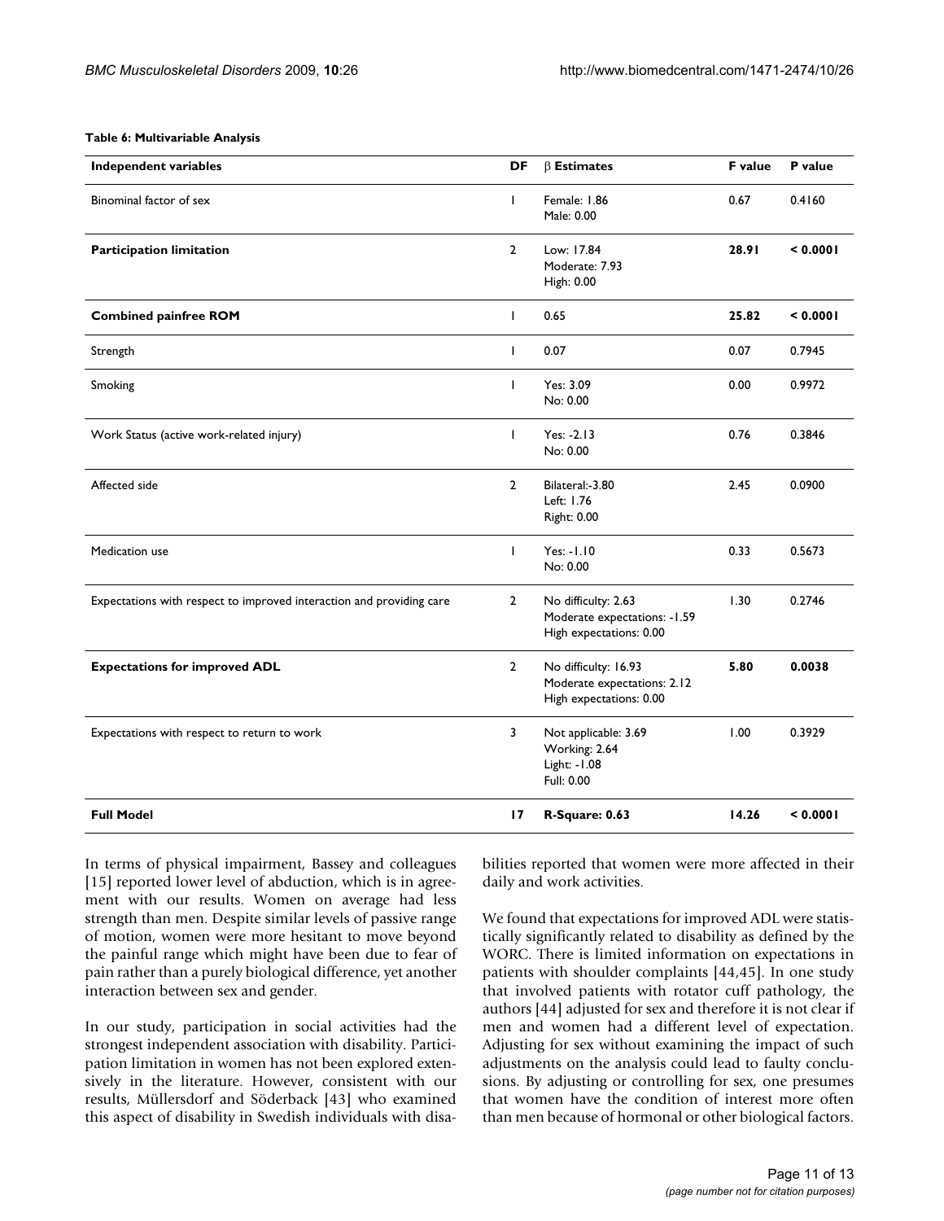**Table 6: Multivariable Analysis**

| Independent variables | DF | β Estimates | F value | P value |
| --- | --- | --- | --- | --- |
| Binominal factor of sex | 1 | Female: 1.86<br>Male: 0.00 | 0.67 | 0.4160 |
| **Participation limitation** | 2 | Low: 17.84<br>Moderate: 7.93<br>High: 0.00 | **28.91** | **< 0.0001** |
| **Combined painfree ROM** | 1 | 0.65 | **25.82** | **< 0.0001** |
| Strength | 1 | 0.07 | 0.07 | 0.7945 |
| Smoking | 1 | Yes: 3.09<br>No: 0.00 | 0.00 | 0.9972 |
| Work Status (active work-related injury) | 1 | Yes: -2.13<br>No: 0.00 | 0.76 | 0.3846 |
| Affected side | 2 | Bilateral:-3.80<br>Left: 1.76<br>Right: 0.00 | 2.45 | 0.0900 |
| Medication use | 1 | Yes: -1.10<br>No: 0.00 | 0.33 | 0.5673 |
| Expectations with respect to improved interaction and providing care | 2 | No difficulty: 2.63<br>Moderate expectations: -1.59<br>High expectations: 0.00 | 1.30 | 0.2746 |
| **Expectations for improved ADL** | 2 | No difficulty: 16.93<br>Moderate expectations: 2.12<br>High expectations: 0.00 | **5.80** | **0.0038** |
| Expectations with respect to return to work | 3 | Not applicable: 3.69<br>Working: 2.64<br>Light: -1.08<br>Full: 0.00 | 1.00 | 0.3929 |
| **Full Model** | **17** | **R-Square: 0.63** | **14.26** | **< 0.0001** |

In terms of physical impairment, Bassey and colleagues [15] reported lower level of abduction, which is in agreement with our results. Women on average had less strength than men. Despite similar levels of passive range of motion, women were more hesitant to move beyond the painful range which might have been due to fear of pain rather than a purely biological difference, yet another interaction between sex and gender.

In our study, participation in social activities had the strongest independent association with disability. Participation limitation in women has not been explored extensively in the literature. However, consistent with our results, Müllersdorf and Söderback [43] who examined this aspect of disability in Swedish individuals with disabilities reported that women were more affected in their daily and work activities.

We found that expectations for improved ADL were statistically significantly related to disability as defined by the WORC. There is limited information on expectations in patients with shoulder complaints [44,45]. In one study that involved patients with rotator cuff pathology, the authors [44] adjusted for sex and therefore it is not clear if men and women had a different level of expectation. Adjusting for sex without examining the impact of such adjustments on the analysis could lead to faulty conclusions. By adjusting or controlling for sex, one presumes that women have the condition of interest more often than men because of hormonal or other biological factors.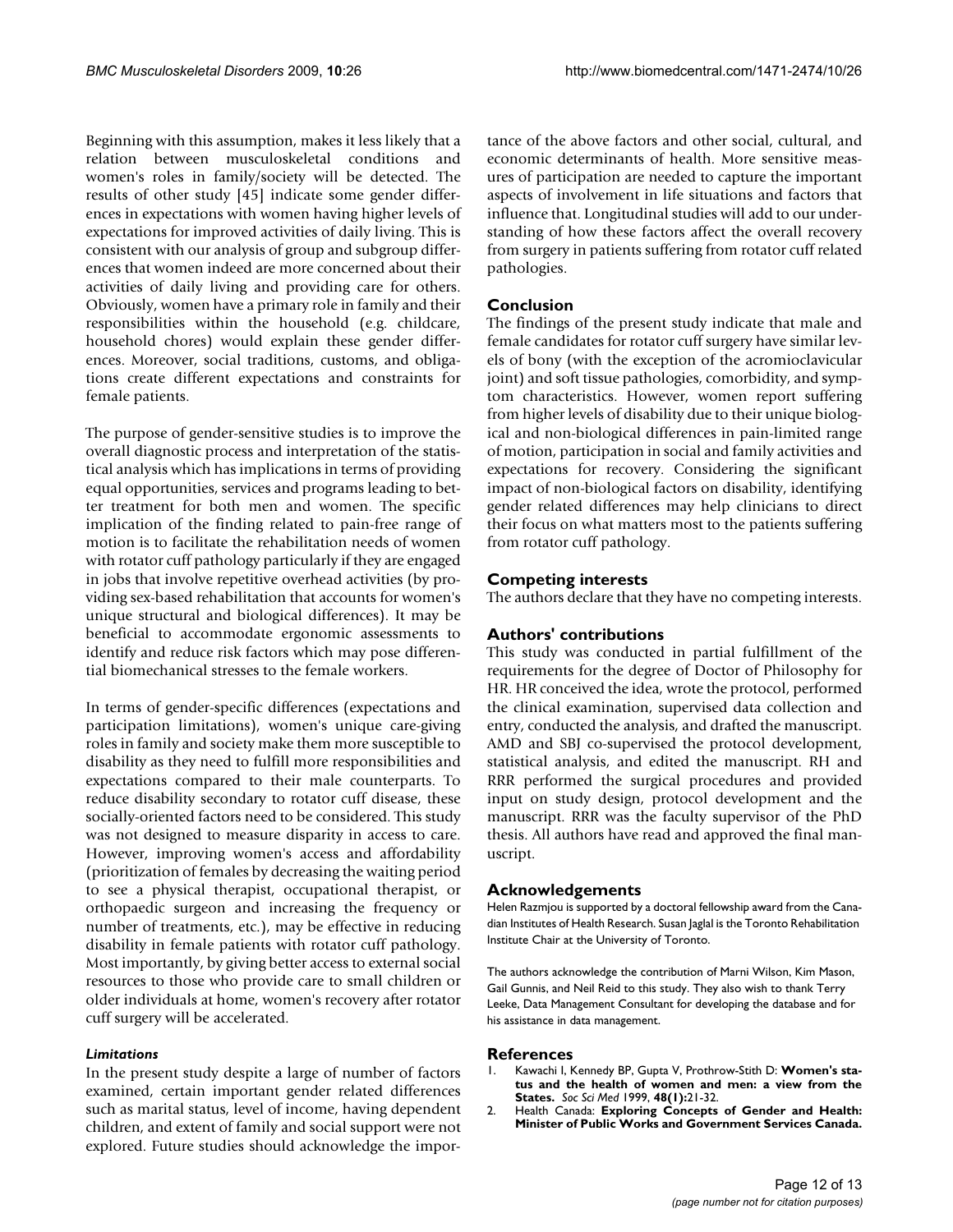Beginning with this assumption, makes it less likely that a relation between musculoskeletal conditions and women's roles in family/society will be detected. The results of other study [45] indicate some gender differences in expectations with women having higher levels of expectations for improved activities of daily living. This is consistent with our analysis of group and subgroup differences that women indeed are more concerned about their activities of daily living and providing care for others. Obviously, women have a primary role in family and their responsibilities within the household (e.g. childcare, household chores) would explain these gender differences. Moreover, social traditions, customs, and obligations create different expectations and constraints for female patients.

The purpose of gender-sensitive studies is to improve the overall diagnostic process and interpretation of the statistical analysis which has implications in terms of providing equal opportunities, services and programs leading to better treatment for both men and women. The specific implication of the finding related to pain-free range of motion is to facilitate the rehabilitation needs of women with rotator cuff pathology particularly if they are engaged in jobs that involve repetitive overhead activities (by providing sex-based rehabilitation that accounts for women's unique structural and biological differences). It may be beneficial to accommodate ergonomic assessments to identify and reduce risk factors which may pose differential biomechanical stresses to the female workers.

In terms of gender-specific differences (expectations and participation limitations), women's unique care-giving roles in family and society make them more susceptible to disability as they need to fulfill more responsibilities and expectations compared to their male counterparts. To reduce disability secondary to rotator cuff disease, these socially-oriented factors need to be considered. This study was not designed to measure disparity in access to care. However, improving women's access and affordability (prioritization of females by decreasing the waiting period to see a physical therapist, occupational therapist, or orthopaedic surgeon and increasing the frequency or number of treatments, etc.), may be effective in reducing disability in female patients with rotator cuff pathology. Most importantly, by giving better access to external social resources to those who provide care to small children or older individuals at home, women's recovery after rotator cuff surgery will be accelerated.

#### *Limitations*

In the present study despite a large of number of factors examined, certain important gender related differences such as marital status, level of income, having dependent children, and extent of family and social support were not explored. Future studies should acknowledge the importance of the above factors and other social, cultural, and economic determinants of health. More sensitive measures of participation are needed to capture the important aspects of involvement in life situations and factors that influence that. Longitudinal studies will add to our understanding of how these factors affect the overall recovery from surgery in patients suffering from rotator cuff related pathologies.

### Conclusion

The findings of the present study indicate that male and female candidates for rotator cuff surgery have similar levels of bony (with the exception of the acromioclavicular joint) and soft tissue pathologies, comorbidity, and symptom characteristics. However, women report suffering from higher levels of disability due to their unique biological and non-biological differences in pain-limited range of motion, participation in social and family activities and expectations for recovery. Considering the significant impact of non-biological factors on disability, identifying gender related differences may help clinicians to direct their focus on what matters most to the patients suffering from rotator cuff pathology.

### Competing interests

The authors declare that they have no competing interests.

### Authors' contributions

This study was conducted in partial fulfillment of the requirements for the degree of Doctor of Philosophy for HR. HR conceived the idea, wrote the protocol, performed the clinical examination, supervised data collection and entry, conducted the analysis, and drafted the manuscript. AMD and SBJ co-supervised the protocol development, statistical analysis, and edited the manuscript. RH and RRR performed the surgical procedures and provided input on study design, protocol development and the manuscript. RRR was the faculty supervisor of the PhD thesis. All authors have read and approved the final manuscript.

### Acknowledgements

Helen Razmjou is supported by a doctoral fellowship award from the Canadian Institutes of Health Research. Susan Jaglal is the Toronto Rehabilitation Institute Chair at the University of Toronto.

The authors acknowledge the contribution of Marni Wilson, Kim Mason, Gail Gunnis, and Neil Reid to this study. They also wish to thank Terry Leeke, Data Management Consultant for developing the database and for his assistance in data management.

### References

1. Kawachi I, Kennedy BP, Gupta V, Prothrow-Stith D: **Women's status and the health of women and men: a view from the States.** *Soc Sci Med* 1999, **48(1):**21-32.
2. Health Canada: **Exploring Concepts of Gender and Health: Minister of Public Works and Government Services Canada.**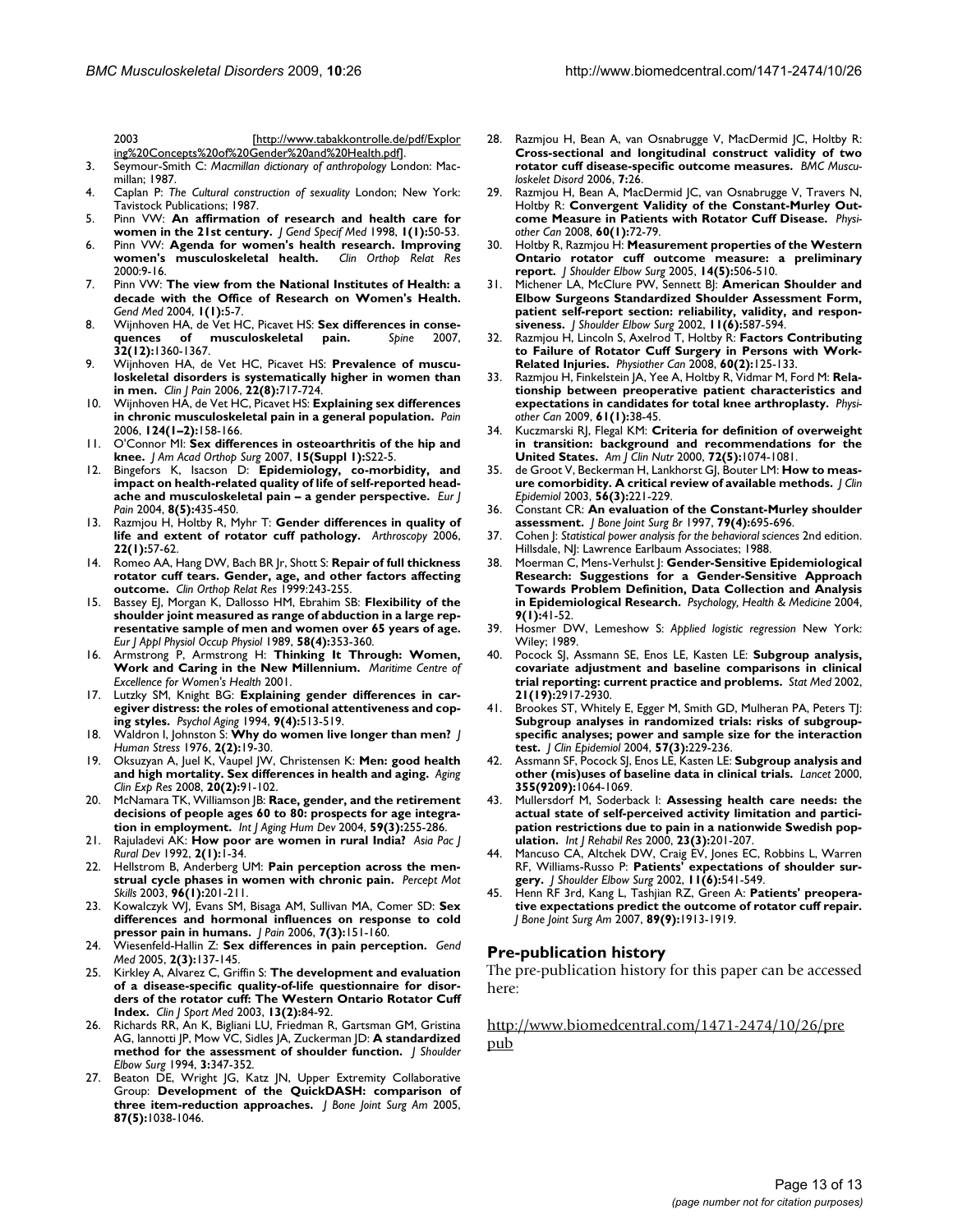2003 [http://www.tabakkontrolle.de/pdf/Exploring%20Concepts%20of%20Gender%20and%20Health.pdf].

3. Seymour-Smith C: *Macmillan dictionary of anthropology* London: Macmillan; 1987.
4. Caplan P: *The Cultural construction of sexuality* London; New York: Tavistock Publications; 1987.
5. Pinn VW: **An affirmation of research and health care for women in the 21st century.** *J Gend Specif Med* 1998, **1(1):**50-53.
6. Pinn VW: **Agenda for women's health research. Improving women's musculoskeletal health.** *Clin Orthop Relat Res* 2000:9-16.
7. Pinn VW: **The view from the National Institutes of Health: a decade with the Office of Research on Women's Health.** *Gend Med* 2004, **1(1):**5-7.
8. Wijnhoven HA, de Vet HC, Picavet HS: **Sex differences in consequences of musculoskeletal pain.** *Spine* 2007, **32(12):**1360-1367.
9. Wijnhoven HA, de Vet HC, Picavet HS: **Prevalence of musculoskeletal disorders is systematically higher in women than in men.** *Clin J Pain* 2006, **22(8):**717-724.
10. Wijnhoven HA, de Vet HC, Picavet HS: **Explaining sex differences in chronic musculoskeletal pain in a general population.** *Pain* 2006, **124(1–2):**158-166.
11. O'Connor MI: **Sex differences in osteoarthritis of the hip and knee.** *J Am Acad Orthop Surg* 2007, **15(Suppl 1):**S22-5.
12. Bingefors K, Isacson D: **Epidemiology, co-morbidity, and impact on health-related quality of life of self-reported headache and musculoskeletal pain – a gender perspective.** *Eur J Pain* 2004, **8(5):**435-450.
13. Razmjou H, Holtby R, Myhr T: **Gender differences in quality of life and extent of rotator cuff pathology.** *Arthroscopy* 2006, **22(1):**57-62.
14. Romeo AA, Hang DW, Bach BR Jr, Shott S: **Repair of full thickness rotator cuff tears. Gender, age, and other factors affecting outcome.** *Clin Orthop Relat Res* 1999:243-255.
15. Bassey EJ, Morgan K, Dallosso HM, Ebrahim SB: **Flexibility of the shoulder joint measured as range of abduction in a large representative sample of men and women over 65 years of age.** *Eur J Appl Physiol Occup Physiol* 1989, **58(4):**353-360.
16. Armstrong P, Armstrong H: **Thinking It Through: Women, Work and Caring in the New Millennium.** *Maritime Centre of Excellence for Women's Health* 2001.
17. Lutzky SM, Knight BG: **Explaining gender differences in caregiver distress: the roles of emotional attentiveness and coping styles.** *Psychol Aging* 1994, **9(4):**513-519.
18. Waldron I, Johnston S: **Why do women live longer than men?** *J Human Stress* 1976, **2(2):**19-30.
19. Oksuzyan A, Juel K, Vaupel JW, Christensen K: **Men: good health and high mortality. Sex differences in health and aging.** *Aging Clin Exp Res* 2008, **20(2):**91-102.
20. McNamara TK, Williamson JB: **Race, gender, and the retirement decisions of people ages 60 to 80: prospects for age integration in employment.** *Int J Aging Hum Dev* 2004, **59(3):**255-286.
21. Rajuladevi AK: **How poor are women in rural India?** *Asia Pac J Rural Dev* 1992, **2(1):**1-34.
22. Hellstrom B, Anderberg UM: **Pain perception across the menstrual cycle phases in women with chronic pain.** *Percept Mot Skills* 2003, **96(1):**201-211.
23. Kowalczyk WJ, Evans SM, Bisaga AM, Sullivan MA, Comer SD: **Sex differences and hormonal influences on response to cold pressor pain in humans.** *J Pain* 2006, **7(3):**151-160.
24. Wiesenfeld-Hallin Z: **Sex differences in pain perception.** *Gend Med* 2005, **2(3):**137-145.
25. Kirkley A, Alvarez C, Griffin S: **The development and evaluation of a disease-specific quality-of-life questionnaire for disorders of the rotator cuff: The Western Ontario Rotator Cuff Index.** *Clin J Sport Med* 2003, **13(2):**84-92.
26. Richards RR, An K, Bigliani LU, Friedman R, Gartsman GM, Gristina AG, Iannotti JP, Mow VC, Sidles JA, Zuckerman JD: **A standardized method for the assessment of shoulder function.** *J Shoulder Elbow Surg* 1994, **3:**347-352.
27. Beaton DE, Wright JG, Katz JN, Upper Extremity Collaborative Group: **Development of the QuickDASH: comparison of three item-reduction approaches.** *J Bone Joint Surg Am* 2005, **87(5):**1038-1046.
28. Razmjou H, Bean A, van Osnabrugge V, MacDermid JC, Holtby R: **Cross-sectional and longitudinal construct validity of two rotator cuff disease-specific outcome measures.** *BMC Musculoskelet Disord* 2006, **7:**26.
29. Razmjou H, Bean A, MacDermid JC, van Osnabrugge V, Travers N, Holtby R: **Convergent Validity of the Constant-Murley Outcome Measure in Patients with Rotator Cuff Disease.** *Physiother Can* 2008, **60(1):**72-79.
30. Holtby R, Razmjou H: **Measurement properties of the Western Ontario rotator cuff outcome measure: a preliminary report.** *J Shoulder Elbow Surg* 2005, **14(5):**506-510.
31. Michener LA, McClure PW, Sennett BJ: **American Shoulder and Elbow Surgeons Standardized Shoulder Assessment Form, patient self-report section: reliability, validity, and responsiveness.** *J Shoulder Elbow Surg* 2002, **11(6):**587-594.
32. Razmjou H, Lincoln S, Axelrod T, Holtby R: **Factors Contributing to Failure of Rotator Cuff Surgery in Persons with Work-Related Injuries.** *Physiother Can* 2008, **60(2):**125-133.
33. Razmjou H, Finkelstein JA, Yee A, Holtby R, Vidmar M, Ford M: **Relationship between preoperative patient characteristics and expectations in candidates for total knee arthroplasty.** *Physiother Can* 2009, **61(1):**38-45.
34. Kuczmarski RJ, Flegal KM: **Criteria for definition of overweight in transition: background and recommendations for the United States.** *Am J Clin Nutr* 2000, **72(5):**1074-1081.
35. de Groot V, Beckerman H, Lankhorst GJ, Bouter LM: **How to measure comorbidity. A critical review of available methods.** *J Clin Epidemiol* 2003, **56(3):**221-229.
36. Constant CR: **An evaluation of the Constant-Murley shoulder assessment.** *J Bone Joint Surg Br* 1997, **79(4):**695-696.
37. Cohen J: *Statistical power analysis for the behavioral sciences* 2nd edition. Hillsdale, NJ: Lawrence Earlbaum Associates; 1988.
38. Moerman C, Mens-Verhulst J: **Gender-Sensitive Epidemiological Research: Suggestions for a Gender-Sensitive Approach Towards Problem Definition, Data Collection and Analysis in Epidemiological Research.** *Psychology, Health & Medicine* 2004, **9(1):**41-52.
39. Hosmer DW, Lemeshow S: *Applied logistic regression* New York: Wiley; 1989.
40. Pocock SJ, Assmann SE, Enos LE, Kasten LE: **Subgroup analysis, covariate adjustment and baseline comparisons in clinical trial reporting: current practice and problems.** *Stat Med* 2002, **21(19):**2917-2930.
41. Brookes ST, Whitely E, Egger M, Smith GD, Mulheran PA, Peters TJ: **Subgroup analyses in randomized trials: risks of subgroup-specific analyses; power and sample size for the interaction test.** *J Clin Epidemiol* 2004, **57(3):**229-236.
42. Assmann SF, Pocock SJ, Enos LE, Kasten LE: **Subgroup analysis and other (mis)uses of baseline data in clinical trials.** *Lancet* 2000, **355(9209):**1064-1069.
43. Mullersdorf M, Soderback I: **Assessing health care needs: the actual state of self-perceived activity limitation and participation restrictions due to pain in a nationwide Swedish population.** *Int J Rehabil Res* 2000, **23(3):**201-207.
44. Mancuso CA, Altchek DW, Craig EV, Jones EC, Robbins L, Warren RF, Williams-Russo P: **Patients' expectations of shoulder surgery.** *J Shoulder Elbow Surg* 2002, **11(6):**541-549.
45. Henn RF 3rd, Kang L, Tashjian RZ, Green A: **Patients' preoperative expectations predict the outcome of rotator cuff repair.** *J Bone Joint Surg Am* 2007, **89(9):**1913-1919.

## Pre-publication history

The pre-publication history for this paper can be accessed here:

http://www.biomedcentral.com/1471-2474/10/26/prepub